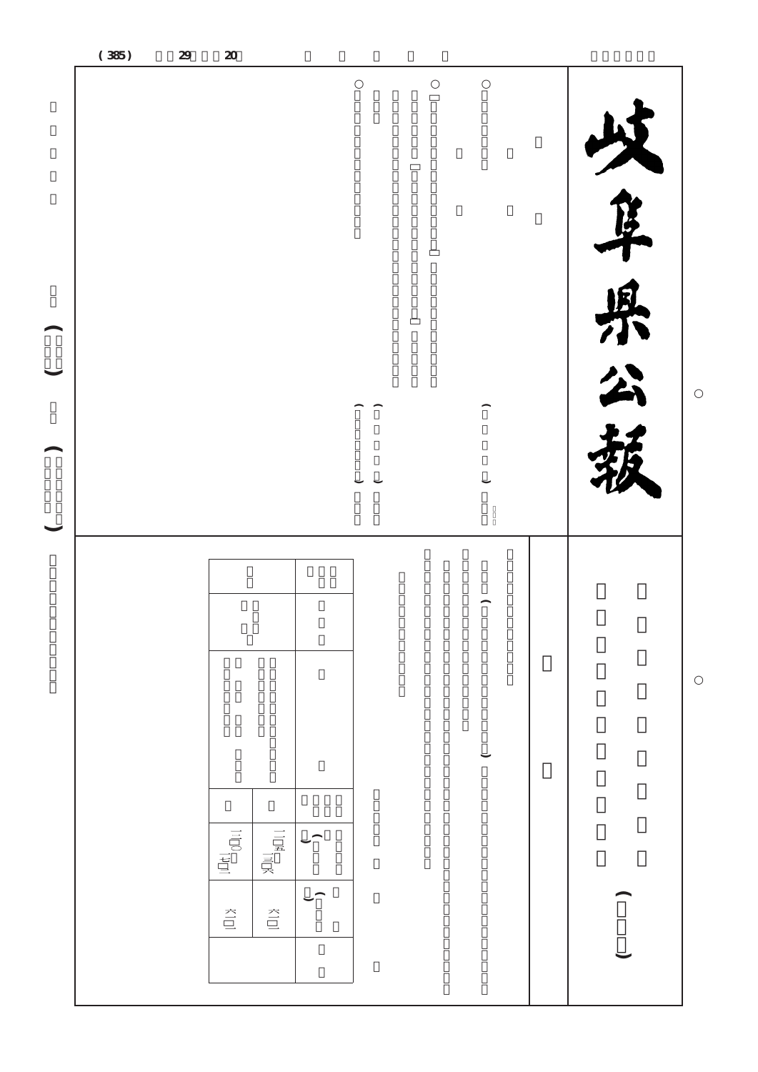# 岐阜県公報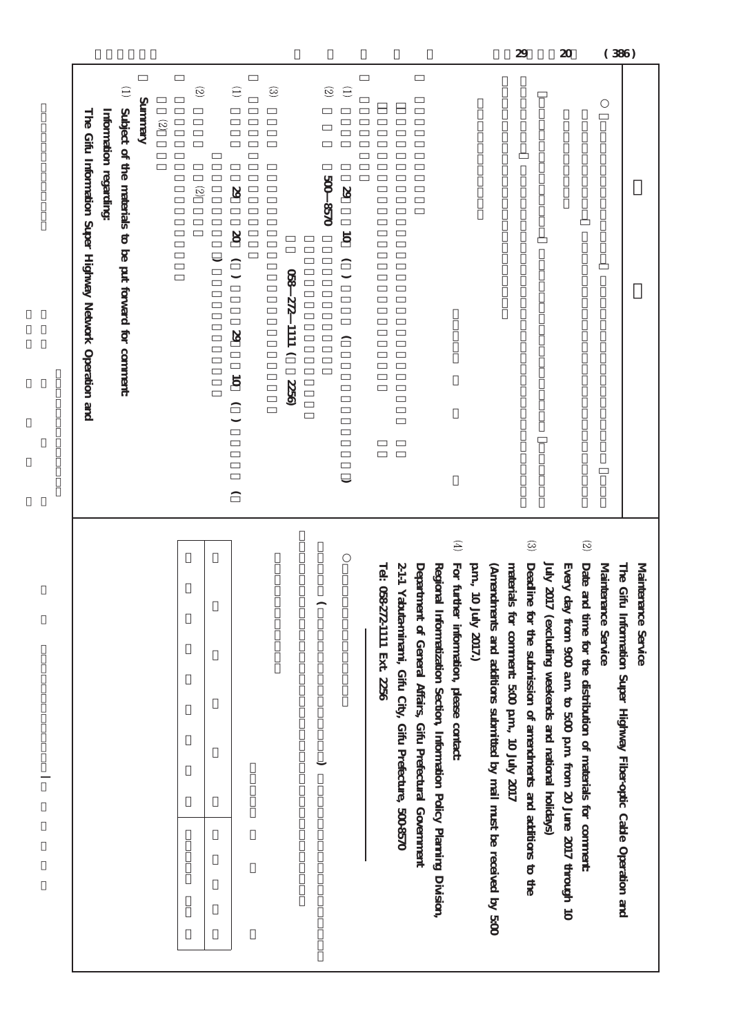**Summary**

(1) Subject of the materials to be put forward for comment

Information regarding:

The Gifu Information Super Highway Network Operation and Maintenance Service

The Gifu Information Super Highway Fiber-optic Cable Operation and Maintenance Service

(2) Date and time for the distribution of materials for comment:

Every day from 9:00 a.m. to 5:00 p.m. from 20 June 2017 through 10 July 2017 (excluding weekends and national holidays)

(3) Deadline for the submission of amendments and additions to the materials for comment: 5:00 p.m., 10 July 2017

(Amendments and additions submitted by mail must be received by 5:00 p.m., 10 July 2017.)

(4) For further information, please contact:

Regional Informatization Section, Information Policy Planning Division, Department of General Affairs, Gifu Prefectural Government

2-1-1 Yabutaminami, Gifu City, Gifu Prefecture, 500-8570

Tel: 058-272-1111 Ext. 2256